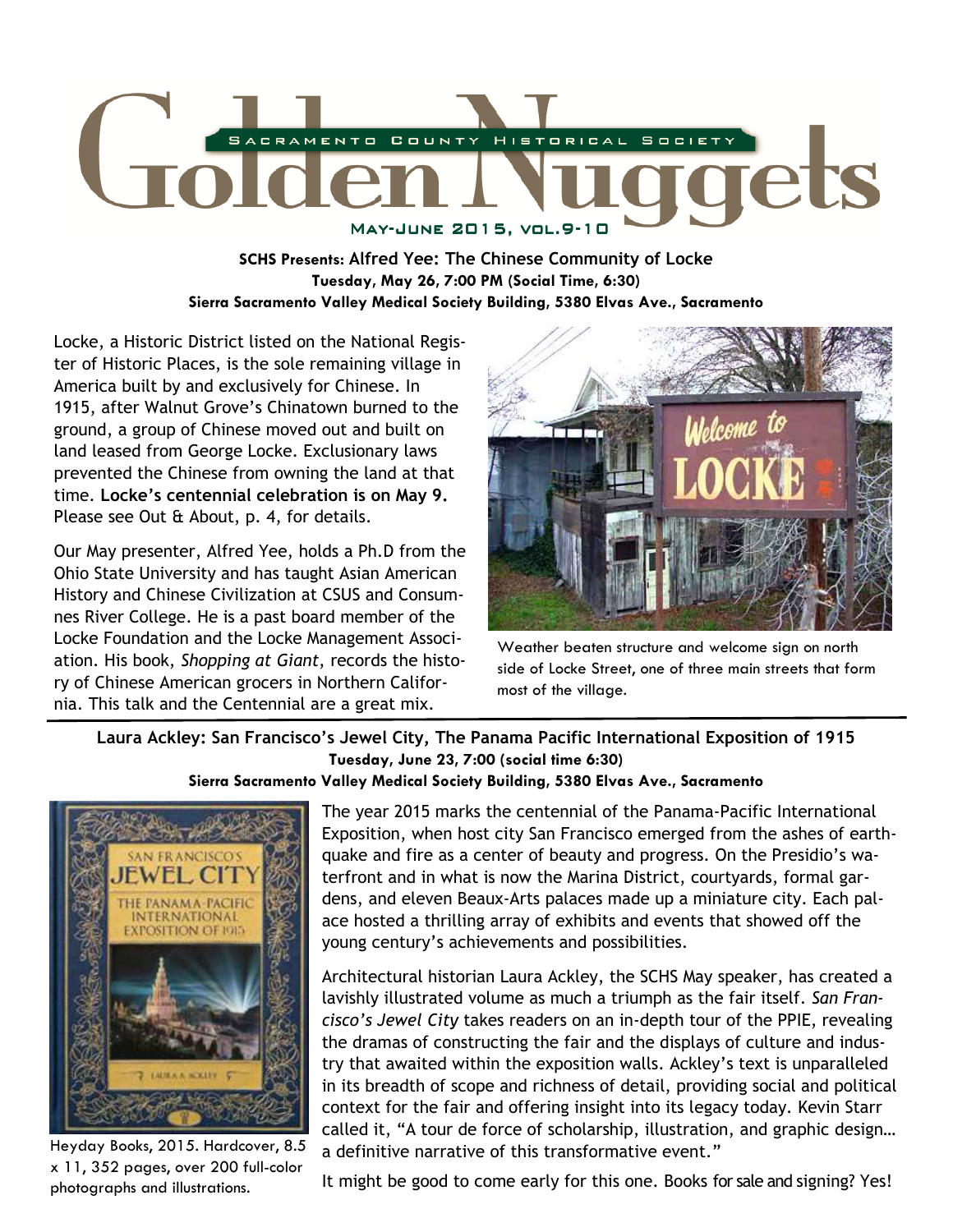# Golden Nuggets

SACRAMENTO COUNTY HISTORICAL SOCIETY

MAY-JUNE 2015, VOL.9-10

**SCHS Presents: Alfred Yee: The Chinese Community of Locke**
**Tuesday, May 26, 7:00 PM (Social Time, 6:30)**
**Sierra Sacramento Valley Medical Society Building, 5380 Elvas Ave., Sacramento**

Locke, a Historic District listed on the National Register of Historic Places, is the sole remaining village in America built by and exclusively for Chinese. In 1915, after Walnut Grove's Chinatown burned to the ground, a group of Chinese moved out and built on land leased from George Locke. Exclusionary laws prevented the Chinese from owning the land at that time. **Locke's centennial celebration is on May 9.** Please see Out & About, p. 4, for details.

Our May presenter, Alfred Yee, holds a Ph.D from the Ohio State University and has taught Asian American History and Chinese Civilization at CSUS and Cosumnes River College. He is a past board member of the Locke Foundation and the Locke Management Association. His book, *Shopping at Giant*, records the history of Chinese American grocers in Northern California. This talk and the Centennial are a great mix.

Weather beaten structure and welcome sign on north side of Locke Street, one of three main streets that form most of the village.

**Laura Ackley: San Francisco's Jewel City, The Panama Pacific International Exposition of 1915**
**Tuesday, June 23, 7:00 (social time 6:30)**
**Sierra Sacramento Valley Medical Society Building, 5380 Elvas Ave., Sacramento**

The year 2015 marks the centennial of the Panama-Pacific International Exposition, when host city San Francisco emerged from the ashes of earthquake and fire as a center of beauty and progress. On the Presidio's waterfront and in what is now the Marina District, courtyards, formal gardens, and eleven Beaux-Arts palaces made up a miniature city. Each palace hosted a thrilling array of exhibits and events that showed off the young century's achievements and possibilities.

Architectural historian Laura Ackley, the SCHS May speaker, has created a lavishly illustrated volume as much a triumph as the fair itself. *San Francisco's Jewel City* takes readers on an in-depth tour of the PPIE, revealing the dramas of constructing the fair and the displays of culture and industry that awaited within the exposition walls. Ackley's text is unparalleled in its breadth of scope and richness of detail, providing social and political context for the fair and offering insight into its legacy today. Kevin Starr called it, "A tour de force of scholarship, illustration, and graphic design… a definitive narrative of this transformative event."

Heyday Books, 2015. Hardcover, 8.5 x 11, 352 pages, over 200 full-color photographs and illustrations.

It might be good to come early for this one. Books for sale and signing? Yes!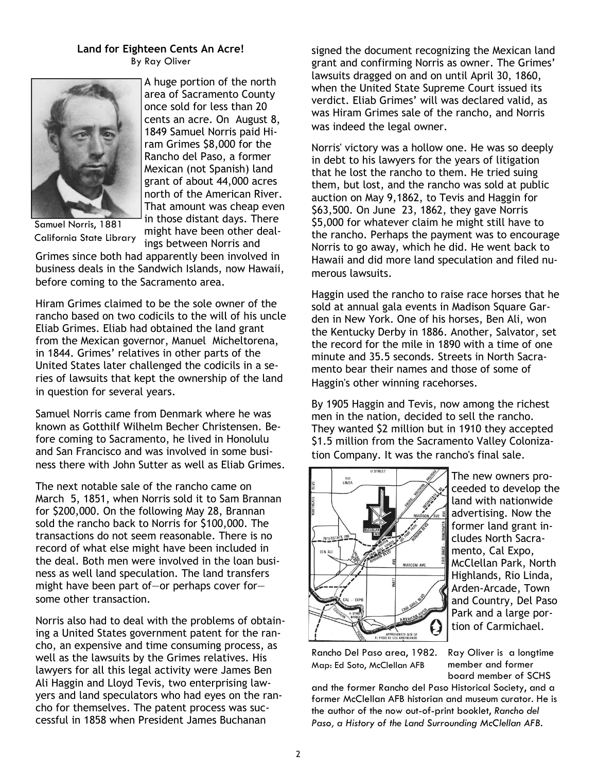**Land for Eighteen Cents An Acre!**

By Ray Oliver

Samuel Norris, 1881
California State Library

A huge portion of the north area of Sacramento County once sold for less than 20 cents an acre. On August 8, 1849 Samuel Norris paid Hiram Grimes $8,000 for the Rancho del Paso, a former Mexican (not Spanish) land grant of about 44,000 acres north of the American River. That amount was cheap even in those distant days. There might have been other dealings between Norris and Grimes since both had apparently been involved in business deals in the Sandwich Islands, now Hawaii, before coming to the Sacramento area.

Hiram Grimes claimed to be the sole owner of the rancho based on two codicils to the will of his uncle Eliab Grimes. Eliab had obtained the land grant from the Mexican governor, Manuel Micheltorena, in 1844. Grimes' relatives in other parts of the United States later challenged the codicils in a series of lawsuits that kept the ownership of the land in question for several years.

Samuel Norris came from Denmark where he was known as Gotthilf Wilhelm Becher Christensen. Before coming to Sacramento, he lived in Honolulu and San Francisco and was involved in some business there with John Sutter as well as Eliab Grimes.

The next notable sale of the rancho came on March 5, 1851, when Norris sold it to Sam Brannan for $200,000. On the following May 28, Brannan sold the rancho back to Norris for $100,000. The transactions do not seem reasonable. There is no record of what else might have been included in the deal. Both men were involved in the loan business as well land speculation. The land transfers might have been part of—or perhaps cover for—some other transaction.

Norris also had to deal with the problems of obtaining a United States government patent for the rancho, an expensive and time consuming process, as well as the lawsuits by the Grimes relatives. His lawyers for all this legal activity were James Ben Ali Haggin and Lloyd Tevis, two enterprising lawyers and land speculators who had eyes on the rancho for themselves. The patent process was successful in 1858 when President James Buchanan signed the document recognizing the Mexican land grant and confirming Norris as owner. The Grimes' lawsuits dragged on and on until April 30, 1860, when the United State Supreme Court issued its verdict. Eliab Grimes' will was declared valid, as was Hiram Grimes sale of the rancho, and Norris was indeed the legal owner.

Norris' victory was a hollow one. He was so deeply in debt to his lawyers for the years of litigation that he lost the rancho to them. He tried suing them, but lost, and the rancho was sold at public auction on May 9,1862, to Tevis and Haggin for $63,500. On June 23, 1862, they gave Norris $5,000 for whatever claim he might still have to the rancho. Perhaps the payment was to encourage Norris to go away, which he did. He went back to Hawaii and did more land speculation and filed numerous lawsuits.

Haggin used the rancho to raise race horses that he sold at annual gala events in Madison Square Garden in New York. One of his horses, Ben Ali, won the Kentucky Derby in 1886. Another, Salvator, set the record for the mile in 1890 with a time of one minute and 35.5 seconds. Streets in North Sacramento bear their names and those of some of Haggin's other winning racehorses.

By 1905 Haggin and Tevis, now among the richest men in the nation, decided to sell the rancho. They wanted $2 million but in 1910 they accepted $1.5 million from the Sacramento Valley Colonization Company. It was the rancho's final sale.

The new owners proceeded to develop the land with nationwide advertising. Now the former land grant includes North Sacramento, Cal Expo, McClellan Park, North Highlands, Rio Linda, Arden-Arcade, Town and Country, Del Paso Park and a large portion of Carmichael.

Rancho Del Paso area, 1982.
Map: Ed Soto, McClellan AFB

Ray Oliver is a longtime member and former board member of SCHS and the former Rancho del Paso Historical Society, and a former McClellan AFB historian and museum curator. He is the author of the now out-of-print booklet, *Rancho del Paso, a History of the Land Surrounding McClellan AFB.*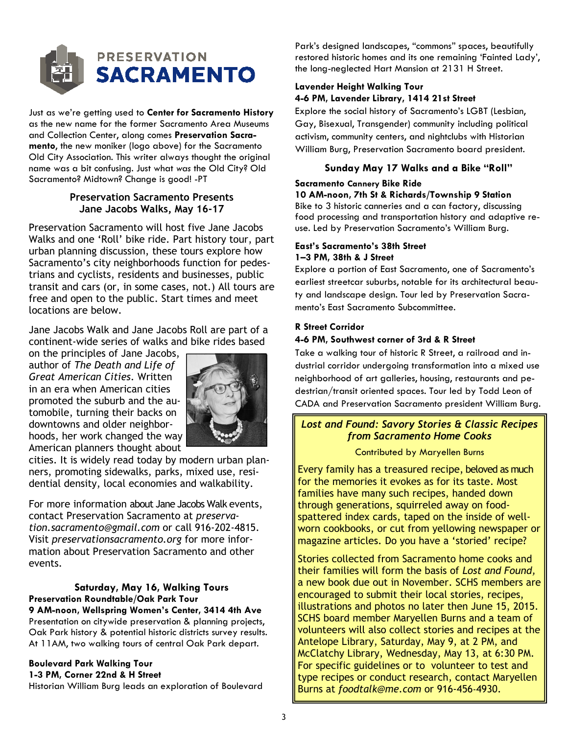# PRESERVATION SACRAMENTO

Just as we're getting used to **Center for Sacramento History** as the new name for the former Sacramento Area Museums and Collection Center, along comes **Preservation Sacramento,** the new moniker (logo above) for the Sacramento Old City Association. This writer always thought the original name was a bit confusing. Just what *was* the Old City? Old Sacramento? Midtown? Change is good! -PT

## Preservation Sacramento Presents Jane Jacobs Walks, May 16-17

Preservation Sacramento will host five Jane Jacobs Walks and one 'Roll' bike ride. Part history tour, part urban planning discussion, these tours explore how Sacramento's city neighborhoods function for pedestrians and cyclists, residents and businesses, public transit and cars (or, in some cases, not.) All tours are free and open to the public. Start times and meet locations are below.

Jane Jacobs Walk and Jane Jacobs Roll are part of a continent-wide series of walks and bike rides based on the principles of Jane Jacobs, author of *The Death and Life of Great American Cities*. Written in an era when American cities promoted the suburb and the automobile, turning their backs on downtowns and older neighborhoods, her work changed the way American planners thought about cities. It is widely read today by modern urban planners, promoting sidewalks, parks, mixed use, residential density, local economies and walkability.

For more information about Jane Jacobs Walk events, contact Preservation Sacramento at *preservation.sacramento@gmail.com* or call 916-202-4815. Visit *preservationsacramento.org* for more information about Preservation Sacramento and other events.

### Saturday, May 16, Walking Tours

**Preservation Roundtable/Oak Park Tour**
**9 AM-noon, Wellspring Women's Center, 3414 4th Ave**
Presentation on citywide preservation & planning projects, Oak Park history & potential historic districts survey results. At 11AM, two walking tours of central Oak Park depart.

**Boulevard Park Walking Tour**
**1-3 PM, Corner 22nd & H Street**
Historian William Burg leads an exploration of Boulevard Park's designed landscapes, "commons" spaces, beautifully restored historic homes and its one remaining 'Fainted Lady', the long-neglected Hart Mansion at 2131 H Street.

**Lavender Height Walking Tour**
**4-6 PM, Lavender Library, 1414 21st Street**
Explore the social history of Sacramento's LGBT (Lesbian, Gay, Bisexual, Transgender) community including political activism, community centers, and nightclubs with Historian William Burg, Preservation Sacramento board president.

### Sunday May 17 Walks and a Bike "Roll"

**Sacramento Cannery Bike Ride**
**10 AM-noon, 7th St & Richards/Township 9 Station**
Bike to 3 historic canneries and a can factory, discussing food processing and transportation history and adaptive reuse. Led by Preservation Sacramento's William Burg.

**East's Sacramento's 38th Street**
**1–3 PM, 38th & J Street**
Explore a portion of East Sacramento, one of Sacramento's earliest streetcar suburbs, notable for its architectural beauty and landscape design. Tour led by Preservation Sacramento's East Sacramento Subcommittee.

**R Street Corridor**
**4-6 PM, Southwest corner of 3rd & R Street**
Take a walking tour of historic R Street, a railroad and industrial corridor undergoing transformation into a mixed use neighborhood of art galleries, housing, restaurants and pedestrian/transit oriented spaces. Tour led by Todd Leon of CADA and Preservation Sacramento president William Burg.

## *Lost and Found: Savory Stories & Classic Recipes from Sacramento Home Cooks*

Contributed by Maryellen Burns

Every family has a treasured recipe, beloved as much for the memories it evokes as for its taste. Most families have many such recipes, handed down through generations, squirreled away on food-spattered index cards, taped on the inside of well-worn cookbooks, or cut from yellowing newspaper or magazine articles. Do you have a 'storied' recipe?

Stories collected from Sacramento home cooks and their families will form the basis of *Lost and Found*, a new book due out in November. SCHS members are encouraged to submit their local stories, recipes, illustrations and photos no later then June 15, 2015. SCHS board member Maryellen Burns and a team of volunteers will also collect stories and recipes at the Antelope Library, Saturday, May 9, at 2 PM, and McClatchy Library, Wednesday, May 13, at 6:30 PM. For specific guidelines or to volunteer to test and type recipes or conduct research, contact Maryellen Burns at *foodtalk@me.com* or 916-456-4930.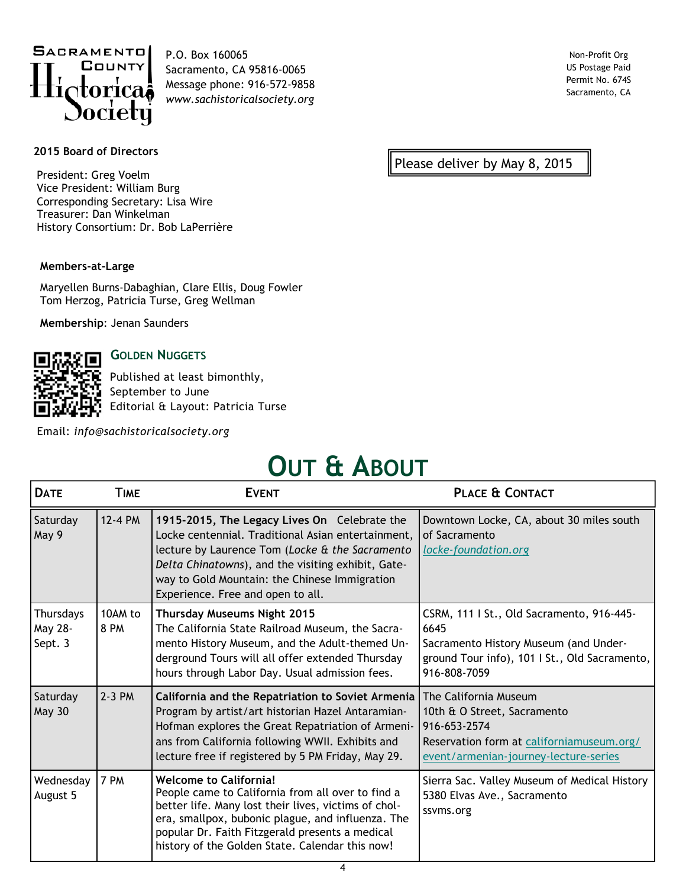**Sacramento County Historical Society**

P.O. Box 160065
Sacramento, CA 95816-0065
Message phone: 916-572-9858
*www.sachistoricalsociety.org*

Non-Profit Org
US Postage Paid
Permit No. 674S
Sacramento, CA

Please deliver by May 8, 2015

**2015 Board of Directors**

President: Greg Voelm
Vice President: William Burg
Corresponding Secretary: Lisa Wire
Treasurer: Dan Winkelman
History Consortium: Dr. Bob LaPerrière

**Members-at-Large**

Maryellen Burns-Dabaghian, Clare Ellis, Doug Fowler
Tom Herzog, Patricia Turse, Greg Wellman

**Membership**: Jenan Saunders

**GOLDEN NUGGETS**

Published at least bimonthly,
September to June
Editorial & Layout: Patricia Turse

Email: *info@sachistoricalsociety.org*

# OUT & ABOUT

| DATE | TIME | EVENT | PLACE & CONTACT |
|---|---|---|---|
| Saturday May 9 | 12-4 PM | **1915-2015, The Legacy Lives On** Celebrate the Locke centennial. Traditional Asian entertainment, lecture by Laurence Tom (*Locke & the Sacramento Delta Chinatowns*), and the visiting exhibit, Gateway to Gold Mountain: the Chinese Immigration Experience. Free and open to all. | Downtown Locke, CA, about 30 miles south of Sacramento *locke-foundation.org* |
| Thursdays May 28-Sept. 3 | 10AM to 8 PM | **Thursday Museums Night 2015** The California State Railroad Museum, the Sacramento History Museum, and the Adult-themed Underground Tours will all offer extended Thursday hours through Labor Day. Usual admission fees. | CSRM, 111 I St., Old Sacramento, 916-445-6645 Sacramento History Museum (and Underground Tour info), 101 I St., Old Sacramento, 916-808-7059 |
| Saturday May 30 | 2-3 PM | **California and the Repatriation to Soviet Armenia** Program by artist/art historian Hazel Antaramian-Hofman explores the Great Repatriation of Armenians from California following WWII. Exhibits and lecture free if registered by 5 PM Friday, May 29. | The California Museum 10th & O Street, Sacramento 916-653-2574 Reservation form at californiamuseum.org/event/armenian-journey-lecture-series |
| Wednesday August 5 | 7 PM | **Welcome to California!** People came to California from all over to find a better life. Many lost their lives, victims of cholera, smallpox, bubonic plague, and influenza. The popular Dr. Faith Fitzgerald presents a medical history of the Golden State. Calendar this now! | Sierra Sac. Valley Museum of Medical History 5380 Elvas Ave., Sacramento ssvms.org |